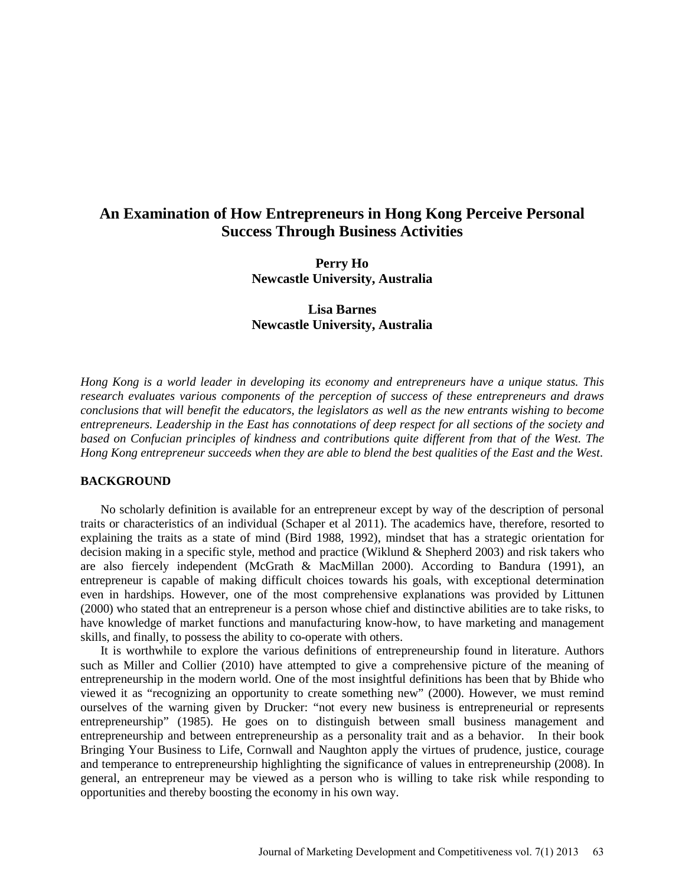# An Examination of How Entrepreneurs in Hong Kong Perceive Personal Success Through Business Activities

**Perry Ho**
**Newcastle University, Australia**

**Lisa Barnes**
**Newcastle University, Australia**

*Hong Kong is a world leader in developing its economy and entrepreneurs have a unique status. This research evaluates various components of the perception of success of these entrepreneurs and draws conclusions that will benefit the educators, the legislators as well as the new entrants wishing to become entrepreneurs. Leadership in the East has connotations of deep respect for all sections of the society and based on Confucian principles of kindness and contributions quite different from that of the West. The Hong Kong entrepreneur succeeds when they are able to blend the best qualities of the East and the West.*

## BACKGROUND

No scholarly definition is available for an entrepreneur except by way of the description of personal traits or characteristics of an individual (Schaper et al 2011). The academics have, therefore, resorted to explaining the traits as a state of mind (Bird 1988, 1992), mindset that has a strategic orientation for decision making in a specific style, method and practice (Wiklund & Shepherd 2003) and risk takers who are also fiercely independent (McGrath & MacMillan 2000). According to Bandura (1991), an entrepreneur is capable of making difficult choices towards his goals, with exceptional determination even in hardships. However, one of the most comprehensive explanations was provided by Littunen (2000) who stated that an entrepreneur is a person whose chief and distinctive abilities are to take risks, to have knowledge of market functions and manufacturing know-how, to have marketing and management skills, and finally, to possess the ability to co-operate with others.

It is worthwhile to explore the various definitions of entrepreneurship found in literature. Authors such as Miller and Collier (2010) have attempted to give a comprehensive picture of the meaning of entrepreneurship in the modern world. One of the most insightful definitions has been that by Bhide who viewed it as "recognizing an opportunity to create something new" (2000). However, we must remind ourselves of the warning given by Drucker: "not every new business is entrepreneurial or represents entrepreneurship" (1985). He goes on to distinguish between small business management and entrepreneurship and between entrepreneurship as a personality trait and as a behavior. In their book Bringing Your Business to Life, Cornwall and Naughton apply the virtues of prudence, justice, courage and temperance to entrepreneurship highlighting the significance of values in entrepreneurship (2008). In general, an entrepreneur may be viewed as a person who is willing to take risk while responding to opportunities and thereby boosting the economy in his own way.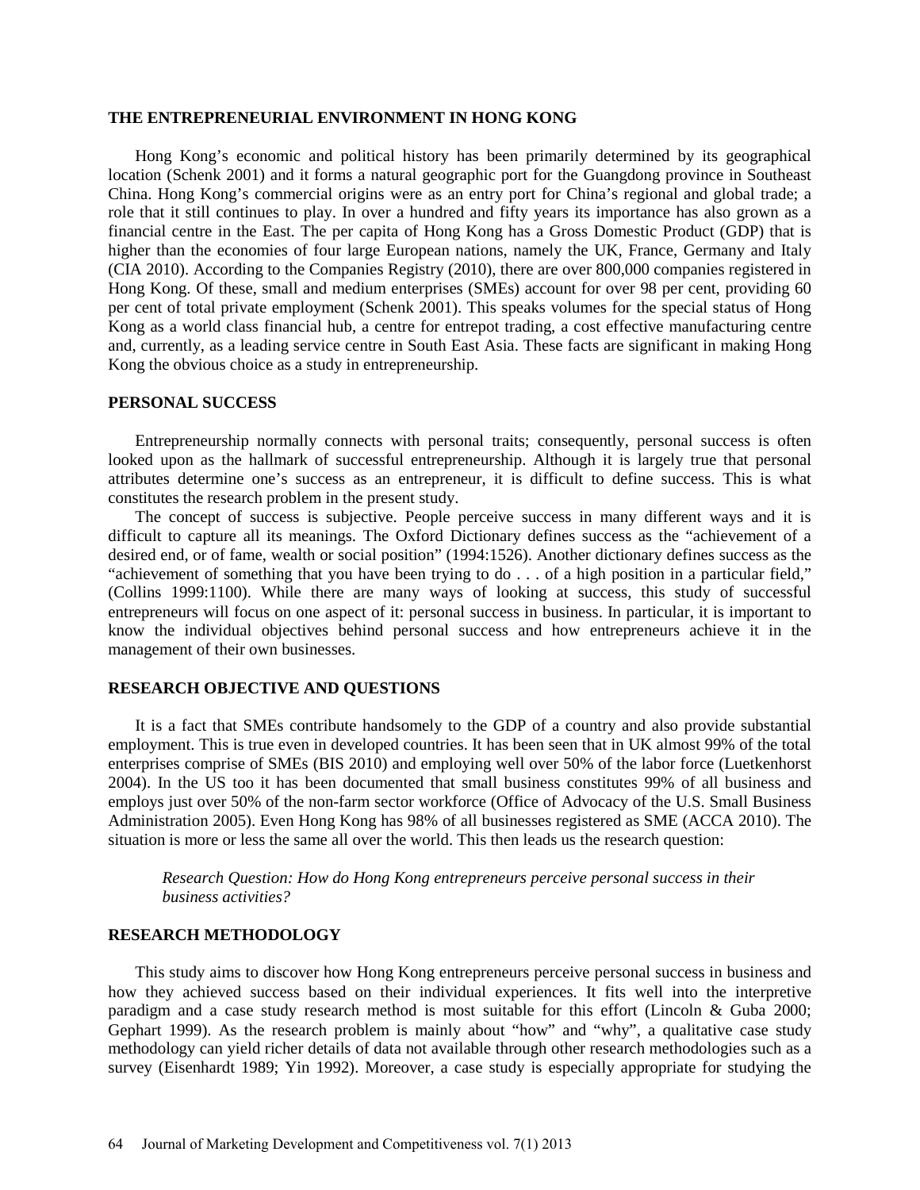## THE ENTREPRENEURIAL ENVIRONMENT IN HONG KONG

Hong Kong's economic and political history has been primarily determined by its geographical location (Schenk 2001) and it forms a natural geographic port for the Guangdong province in Southeast China. Hong Kong's commercial origins were as an entry port for China's regional and global trade; a role that it still continues to play. In over a hundred and fifty years its importance has also grown as a financial centre in the East. The per capita of Hong Kong has a Gross Domestic Product (GDP) that is higher than the economies of four large European nations, namely the UK, France, Germany and Italy (CIA 2010). According to the Companies Registry (2010), there are over 800,000 companies registered in Hong Kong. Of these, small and medium enterprises (SMEs) account for over 98 per cent, providing 60 per cent of total private employment (Schenk 2001). This speaks volumes for the special status of Hong Kong as a world class financial hub, a centre for entrepot trading, a cost effective manufacturing centre and, currently, as a leading service centre in South East Asia. These facts are significant in making Hong Kong the obvious choice as a study in entrepreneurship.

## PERSONAL SUCCESS

Entrepreneurship normally connects with personal traits; consequently, personal success is often looked upon as the hallmark of successful entrepreneurship. Although it is largely true that personal attributes determine one's success as an entrepreneur, it is difficult to define success. This is what constitutes the research problem in the present study.

The concept of success is subjective. People perceive success in many different ways and it is difficult to capture all its meanings. The Oxford Dictionary defines success as the "achievement of a desired end, or of fame, wealth or social position" (1994:1526). Another dictionary defines success as the "achievement of something that you have been trying to do . . . of a high position in a particular field," (Collins 1999:1100). While there are many ways of looking at success, this study of successful entrepreneurs will focus on one aspect of it: personal success in business. In particular, it is important to know the individual objectives behind personal success and how entrepreneurs achieve it in the management of their own businesses.

## RESEARCH OBJECTIVE AND QUESTIONS

It is a fact that SMEs contribute handsomely to the GDP of a country and also provide substantial employment. This is true even in developed countries. It has been seen that in UK almost 99% of the total enterprises comprise of SMEs (BIS 2010) and employing well over 50% of the labor force (Luetkenhorst 2004). In the US too it has been documented that small business constitutes 99% of all business and employs just over 50% of the non-farm sector workforce (Office of Advocacy of the U.S. Small Business Administration 2005). Even Hong Kong has 98% of all businesses registered as SME (ACCA 2010). The situation is more or less the same all over the world. This then leads us the research question:

> *Research Question: How do Hong Kong entrepreneurs perceive personal success in their business activities?*

## RESEARCH METHODOLOGY

This study aims to discover how Hong Kong entrepreneurs perceive personal success in business and how they achieved success based on their individual experiences. It fits well into the interpretive paradigm and a case study research method is most suitable for this effort (Lincoln & Guba 2000; Gephart 1999). As the research problem is mainly about "how" and "why", a qualitative case study methodology can yield richer details of data not available through other research methodologies such as a survey (Eisenhardt 1989; Yin 1992). Moreover, a case study is especially appropriate for studying the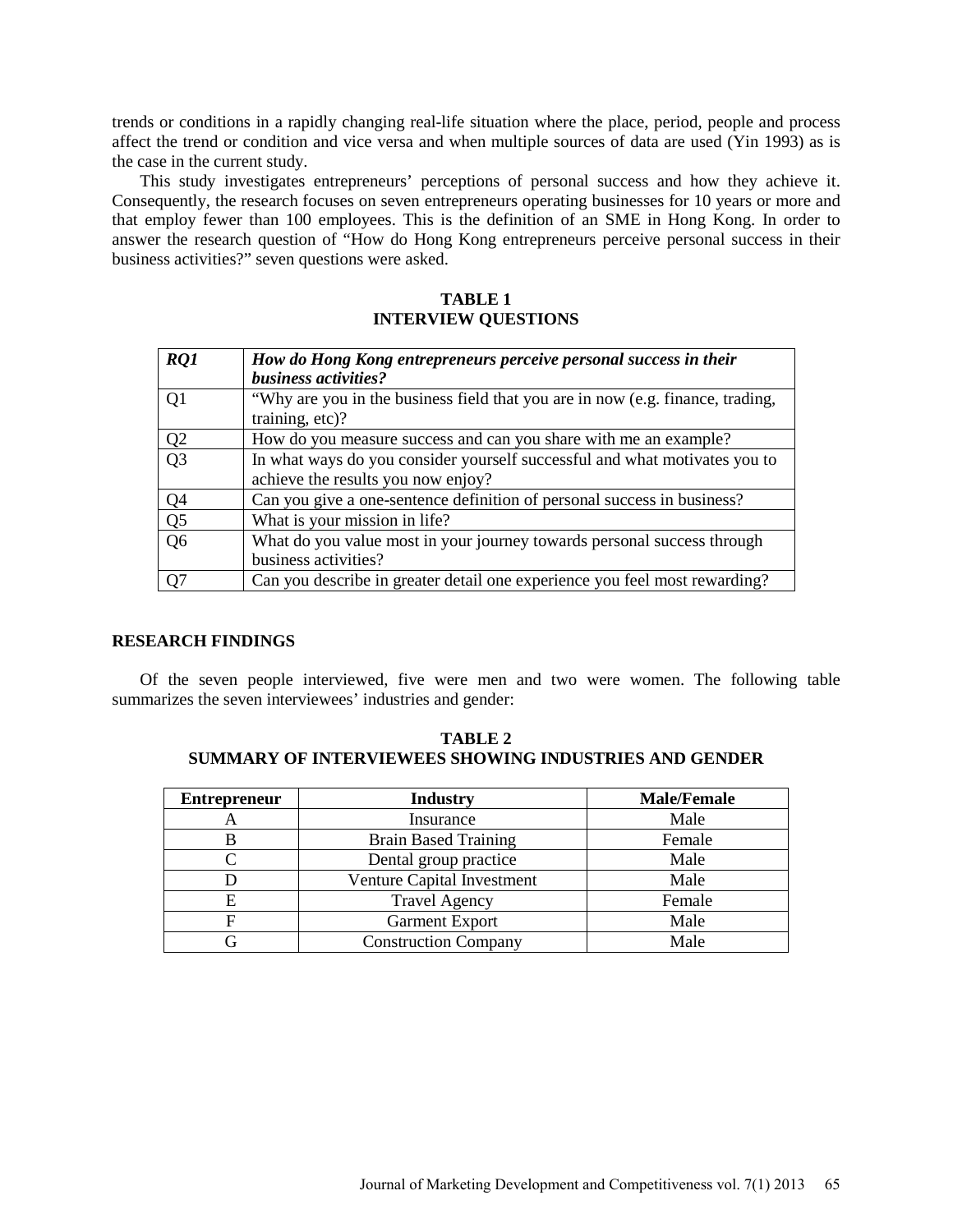trends or conditions in a rapidly changing real-life situation where the place, period, people and process affect the trend or condition and vice versa and when multiple sources of data are used (Yin 1993) as is the case in the current study.

This study investigates entrepreneurs' perceptions of personal success and how they achieve it. Consequently, the research focuses on seven entrepreneurs operating businesses for 10 years or more and that employ fewer than 100 employees. This is the definition of an SME in Hong Kong. In order to answer the research question of "How do Hong Kong entrepreneurs perceive personal success in their business activities?" seven questions were asked.

**TABLE 1**
**INTERVIEW QUESTIONS**

| ***RQ1*** | ***How do Hong Kong entrepreneurs perceive personal success in their business activities?*** |
|---|---|
| Q1 | "Why are you in the business field that you are in now (e.g. finance, trading, training, etc)? |
| Q2 | How do you measure success and can you share with me an example? |
| Q3 | In what ways do you consider yourself successful and what motivates you to achieve the results you now enjoy? |
| Q4 | Can you give a one-sentence definition of personal success in business? |
| Q5 | What is your mission in life? |
| Q6 | What do you value most in your journey towards personal success through business activities? |
| Q7 | Can you describe in greater detail one experience you feel most rewarding? |

## RESEARCH FINDINGS

Of the seven people interviewed, five were men and two were women. The following table summarizes the seven interviewees' industries and gender:

**TABLE 2**
**SUMMARY OF INTERVIEWEES SHOWING INDUSTRIES AND GENDER**

| Entrepreneur | Industry | Male/Female |
|---|---|---|
| A | Insurance | Male |
| B | Brain Based Training | Female |
| C | Dental group practice | Male |
| D | Venture Capital Investment | Male |
| E | Travel Agency | Female |
| F | Garment Export | Male |
| G | Construction Company | Male |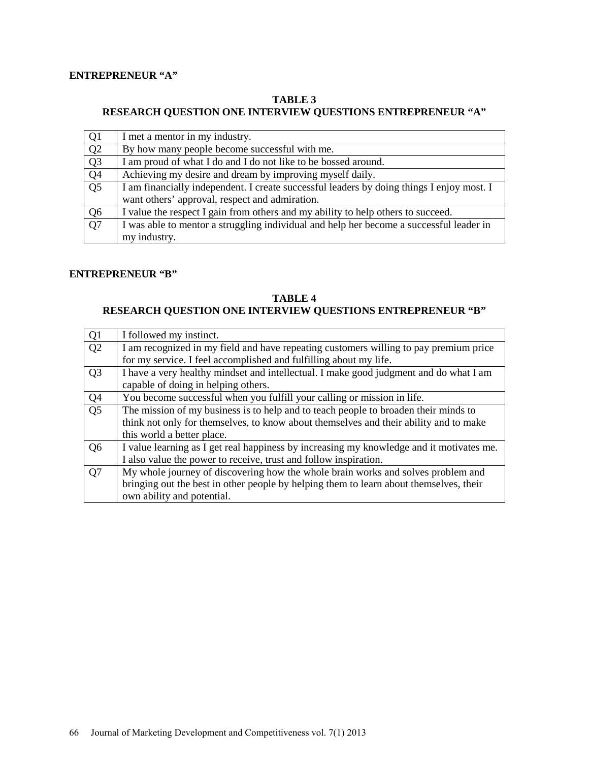**ENTREPRENEUR "A"**

**TABLE 3**
**RESEARCH QUESTION ONE INTERVIEW QUESTIONS ENTREPRENEUR "A"**

| | |
|---|---|
| Q1 | I met a mentor in my industry. |
| Q2 | By how many people become successful with me. |
| Q3 | I am proud of what I do and I do not like to be bossed around. |
| Q4 | Achieving my desire and dream by improving myself daily. |
| Q5 | I am financially independent. I create successful leaders by doing things I enjoy most. I want others' approval, respect and admiration. |
| Q6 | I value the respect I gain from others and my ability to help others to succeed. |
| Q7 | I was able to mentor a struggling individual and help her become a successful leader in my industry. |

**ENTREPRENEUR "B"**

**TABLE 4**
**RESEARCH QUESTION ONE INTERVIEW QUESTIONS ENTREPRENEUR "B"**

| | |
|---|---|
| Q1 | I followed my instinct. |
| Q2 | I am recognized in my field and have repeating customers willing to pay premium price for my service. I feel accomplished and fulfilling about my life. |
| Q3 | I have a very healthy mindset and intellectual. I make good judgment and do what I am capable of doing in helping others. |
| Q4 | You become successful when you fulfill your calling or mission in life. |
| Q5 | The mission of my business is to help and to teach people to broaden their minds to think not only for themselves, to know about themselves and their ability and to make this world a better place. |
| Q6 | I value learning as I get real happiness by increasing my knowledge and it motivates me. I also value the power to receive, trust and follow inspiration. |
| Q7 | My whole journey of discovering how the whole brain works and solves problem and bringing out the best in other people by helping them to learn about themselves, their own ability and potential. |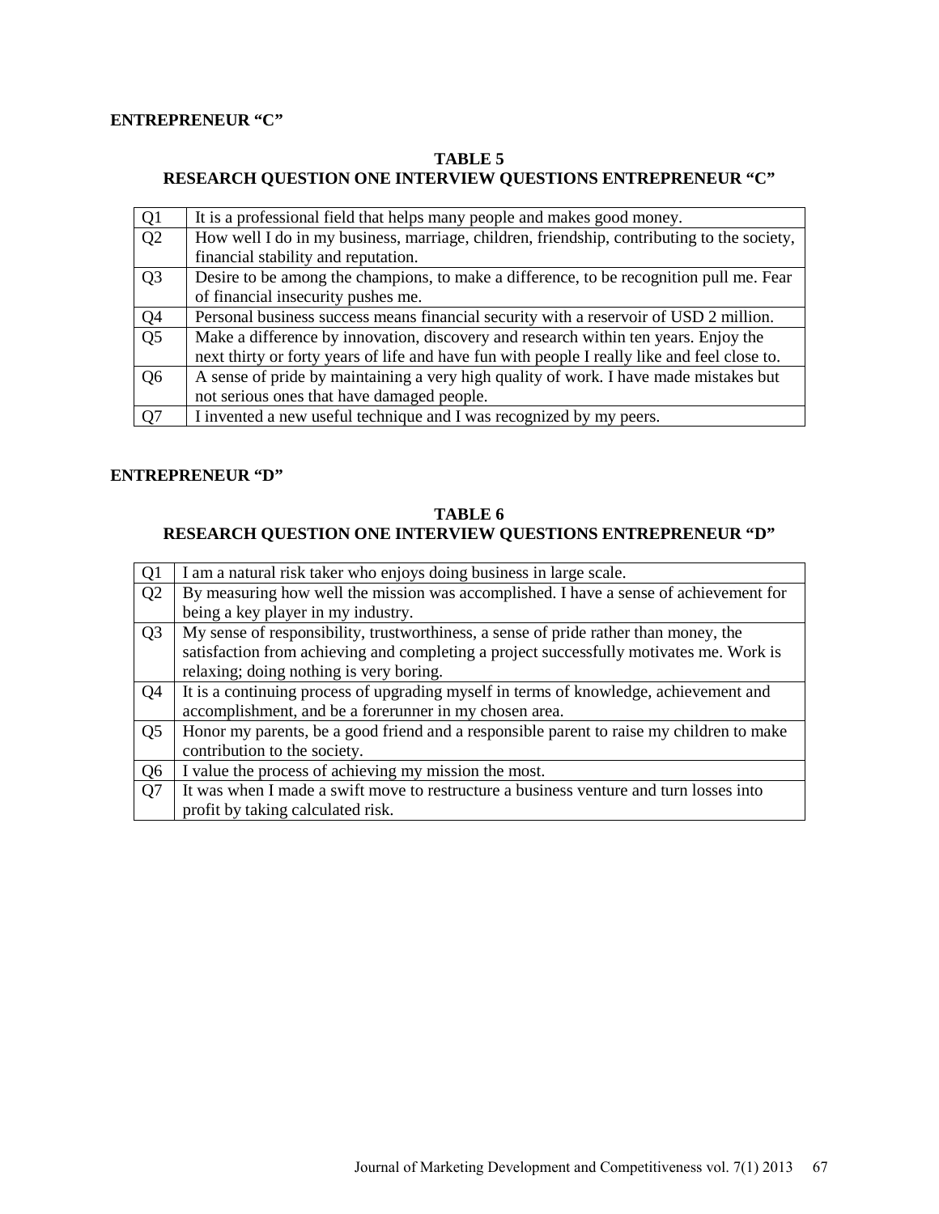**ENTREPRENEUR "C"**

**TABLE 5**
**RESEARCH QUESTION ONE INTERVIEW QUESTIONS ENTREPRENEUR "C"**

| | |
|---|---|
| Q1 | It is a professional field that helps many people and makes good money. |
| Q2 | How well I do in my business, marriage, children, friendship, contributing to the society, financial stability and reputation. |
| Q3 | Desire to be among the champions, to make a difference, to be recognition pull me. Fear of financial insecurity pushes me. |
| Q4 | Personal business success means financial security with a reservoir of USD 2 million. |
| Q5 | Make a difference by innovation, discovery and research within ten years. Enjoy the next thirty or forty years of life and have fun with people I really like and feel close to. |
| Q6 | A sense of pride by maintaining a very high quality of work. I have made mistakes but not serious ones that have damaged people. |
| Q7 | I invented a new useful technique and I was recognized by my peers. |

**ENTREPRENEUR "D"**

**TABLE 6**
**RESEARCH QUESTION ONE INTERVIEW QUESTIONS ENTREPRENEUR "D"**

| | |
|---|---|
| Q1 | I am a natural risk taker who enjoys doing business in large scale. |
| Q2 | By measuring how well the mission was accomplished. I have a sense of achievement for being a key player in my industry. |
| Q3 | My sense of responsibility, trustworthiness, a sense of pride rather than money, the satisfaction from achieving and completing a project successfully motivates me. Work is relaxing; doing nothing is very boring. |
| Q4 | It is a continuing process of upgrading myself in terms of knowledge, achievement and accomplishment, and be a forerunner in my chosen area. |
| Q5 | Honor my parents, be a good friend and a responsible parent to raise my children to make contribution to the society. |
| Q6 | I value the process of achieving my mission the most. |
| Q7 | It was when I made a swift move to restructure a business venture and turn losses into profit by taking calculated risk. |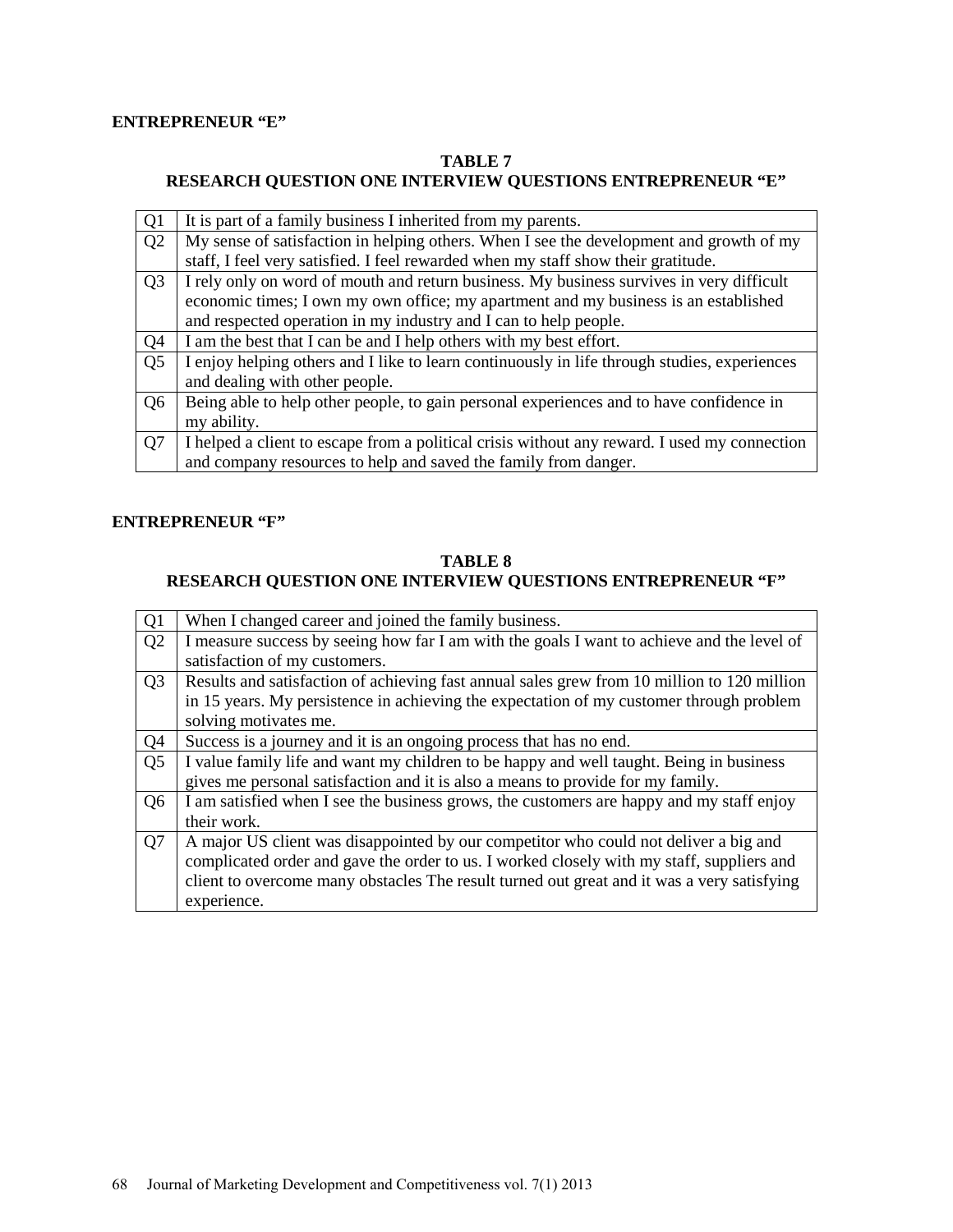**ENTREPRENEUR "E"**

**TABLE 7**
**RESEARCH QUESTION ONE INTERVIEW QUESTIONS ENTREPRENEUR "E"**

| | |
|---|---|
| Q1 | It is part of a family business I inherited from my parents. |
| Q2 | My sense of satisfaction in helping others. When I see the development and growth of my staff, I feel very satisfied. I feel rewarded when my staff show their gratitude. |
| Q3 | I rely only on word of mouth and return business. My business survives in very difficult economic times; I own my own office; my apartment and my business is an established and respected operation in my industry and I can to help people. |
| Q4 | I am the best that I can be and I help others with my best effort. |
| Q5 | I enjoy helping others and I like to learn continuously in life through studies, experiences and dealing with other people. |
| Q6 | Being able to help other people, to gain personal experiences and to have confidence in my ability. |
| Q7 | I helped a client to escape from a political crisis without any reward. I used my connection and company resources to help and saved the family from danger. |

**ENTREPRENEUR "F"**

**TABLE 8**
**RESEARCH QUESTION ONE INTERVIEW QUESTIONS ENTREPRENEUR "F"**

| | |
|---|---|
| Q1 | When I changed career and joined the family business. |
| Q2 | I measure success by seeing how far I am with the goals I want to achieve and the level of satisfaction of my customers. |
| Q3 | Results and satisfaction of achieving fast annual sales grew from 10 million to 120 million in 15 years. My persistence in achieving the expectation of my customer through problem solving motivates me. |
| Q4 | Success is a journey and it is an ongoing process that has no end. |
| Q5 | I value family life and want my children to be happy and well taught. Being in business gives me personal satisfaction and it is also a means to provide for my family. |
| Q6 | I am satisfied when I see the business grows, the customers are happy and my staff enjoy their work. |
| Q7 | A major US client was disappointed by our competitor who could not deliver a big and complicated order and gave the order to us. I worked closely with my staff, suppliers and client to overcome many obstacles The result turned out great and it was a very satisfying experience. |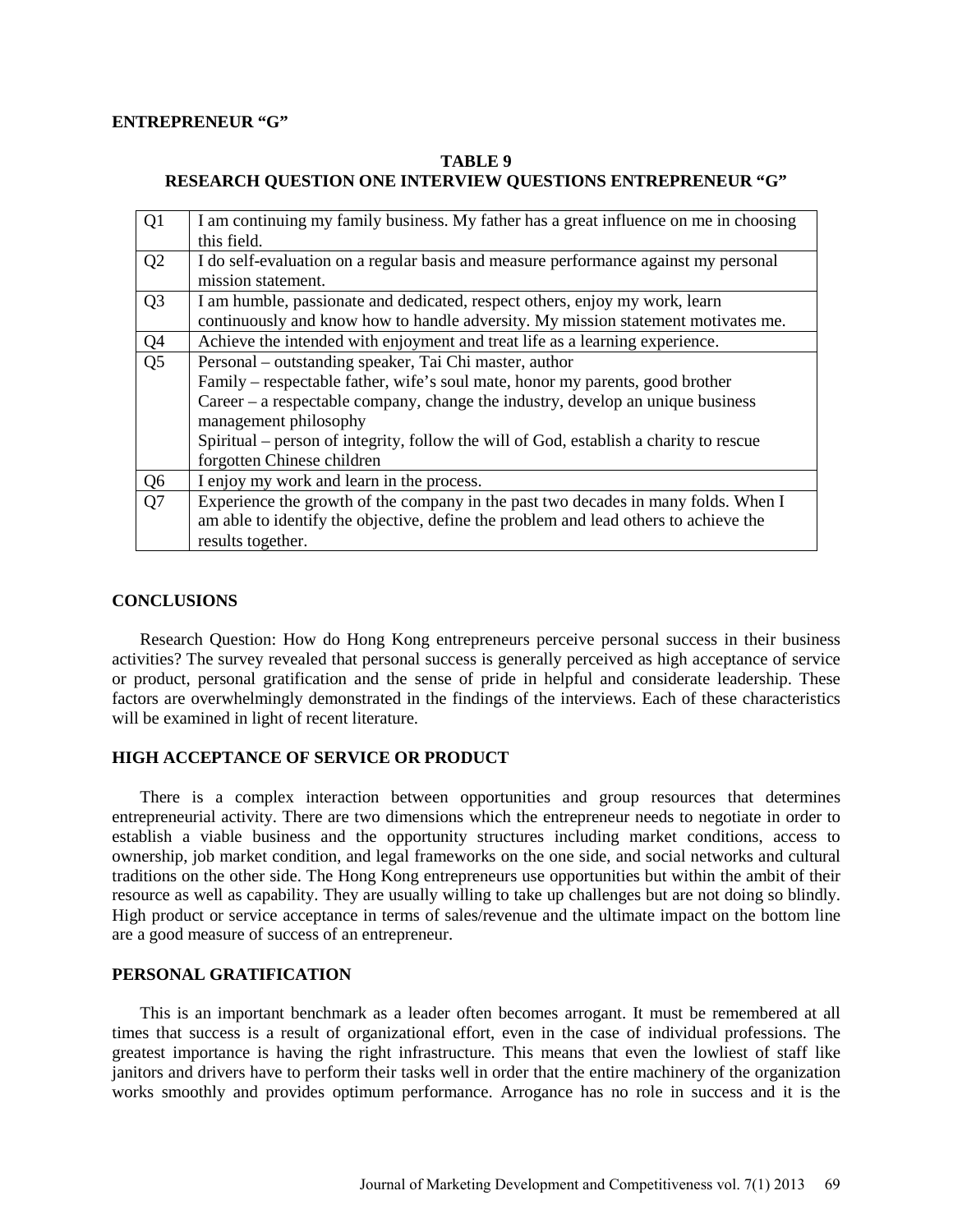## ENTREPRENEUR “G”

**TABLE 9**
**RESEARCH QUESTION ONE INTERVIEW QUESTIONS ENTREPRENEUR “G”**

| | |
|---|---|
| Q1 | I am continuing my family business. My father has a great influence on me in choosing this field. |
| Q2 | I do self-evaluation on a regular basis and measure performance against my personal mission statement. |
| Q3 | I am humble, passionate and dedicated, respect others, enjoy my work, learn continuously and know how to handle adversity. My mission statement motivates me. |
| Q4 | Achieve the intended with enjoyment and treat life as a learning experience. |
| Q5 | Personal – outstanding speaker, Tai Chi master, author<br>Family – respectable father, wife’s soul mate, honor my parents, good brother<br>Career – a respectable company, change the industry, develop an unique business management philosophy<br>Spiritual – person of integrity, follow the will of God, establish a charity to rescue forgotten Chinese children |
| Q6 | I enjoy my work and learn in the process. |
| Q7 | Experience the growth of the company in the past two decades in many folds. When I am able to identify the objective, define the problem and lead others to achieve the results together. |

## CONCLUSIONS

Research Question: How do Hong Kong entrepreneurs perceive personal success in their business activities? The survey revealed that personal success is generally perceived as high acceptance of service or product, personal gratification and the sense of pride in helpful and considerate leadership. These factors are overwhelmingly demonstrated in the findings of the interviews. Each of these characteristics will be examined in light of recent literature.

## HIGH ACCEPTANCE OF SERVICE OR PRODUCT

There is a complex interaction between opportunities and group resources that determines entrepreneurial activity. There are two dimensions which the entrepreneur needs to negotiate in order to establish a viable business and the opportunity structures including market conditions, access to ownership, job market condition, and legal frameworks on the one side, and social networks and cultural traditions on the other side. The Hong Kong entrepreneurs use opportunities but within the ambit of their resource as well as capability. They are usually willing to take up challenges but are not doing so blindly. High product or service acceptance in terms of sales/revenue and the ultimate impact on the bottom line are a good measure of success of an entrepreneur.

## PERSONAL GRATIFICATION

This is an important benchmark as a leader often becomes arrogant. It must be remembered at all times that success is a result of organizational effort, even in the case of individual professions. The greatest importance is having the right infrastructure. This means that even the lowliest of staff like janitors and drivers have to perform their tasks well in order that the entire machinery of the organization works smoothly and provides optimum performance. Arrogance has no role in success and it is the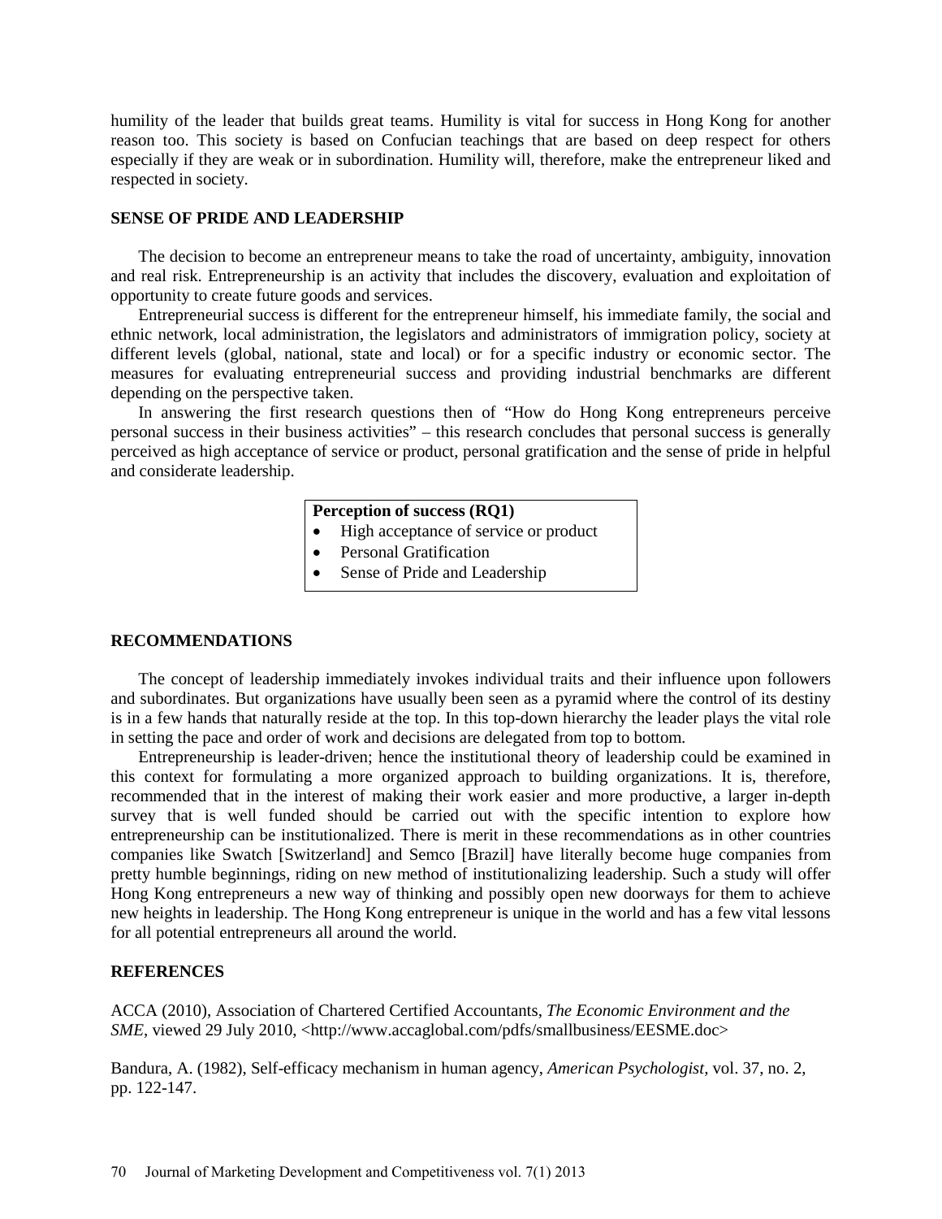humility of the leader that builds great teams. Humility is vital for success in Hong Kong for another reason too. This society is based on Confucian teachings that are based on deep respect for others especially if they are weak or in subordination. Humility will, therefore, make the entrepreneur liked and respected in society.

## SENSE OF PRIDE AND LEADERSHIP

The decision to become an entrepreneur means to take the road of uncertainty, ambiguity, innovation and real risk. Entrepreneurship is an activity that includes the discovery, evaluation and exploitation of opportunity to create future goods and services.

Entrepreneurial success is different for the entrepreneur himself, his immediate family, the social and ethnic network, local administration, the legislators and administrators of immigration policy, society at different levels (global, national, state and local) or for a specific industry or economic sector. The measures for evaluating entrepreneurial success and providing industrial benchmarks are different depending on the perspective taken.

In answering the first research questions then of "How do Hong Kong entrepreneurs perceive personal success in their business activities" – this research concludes that personal success is generally perceived as high acceptance of service or product, personal gratification and the sense of pride in helpful and considerate leadership.

**Perception of success (RQ1)**

- High acceptance of service or product
- Personal Gratification
- Sense of Pride and Leadership

## RECOMMENDATIONS

The concept of leadership immediately invokes individual traits and their influence upon followers and subordinates. But organizations have usually been seen as a pyramid where the control of its destiny is in a few hands that naturally reside at the top. In this top-down hierarchy the leader plays the vital role in setting the pace and order of work and decisions are delegated from top to bottom.

Entrepreneurship is leader-driven; hence the institutional theory of leadership could be examined in this context for formulating a more organized approach to building organizations. It is, therefore, recommended that in the interest of making their work easier and more productive, a larger in-depth survey that is well funded should be carried out with the specific intention to explore how entrepreneurship can be institutionalized. There is merit in these recommendations as in other countries companies like Swatch [Switzerland] and Semco [Brazil] have literally become huge companies from pretty humble beginnings, riding on new method of institutionalizing leadership. Such a study will offer Hong Kong entrepreneurs a new way of thinking and possibly open new doorways for them to achieve new heights in leadership. The Hong Kong entrepreneur is unique in the world and has a few vital lessons for all potential entrepreneurs all around the world.

## REFERENCES

ACCA (2010), Association of Chartered Certified Accountants, *The Economic Environment and the SME*, viewed 29 July 2010, <http://www.accaglobal.com/pdfs/smallbusiness/EESME.doc>

Bandura, A. (1982), Self-efficacy mechanism in human agency, *American Psychologist,* vol. 37, no. 2, pp. 122-147.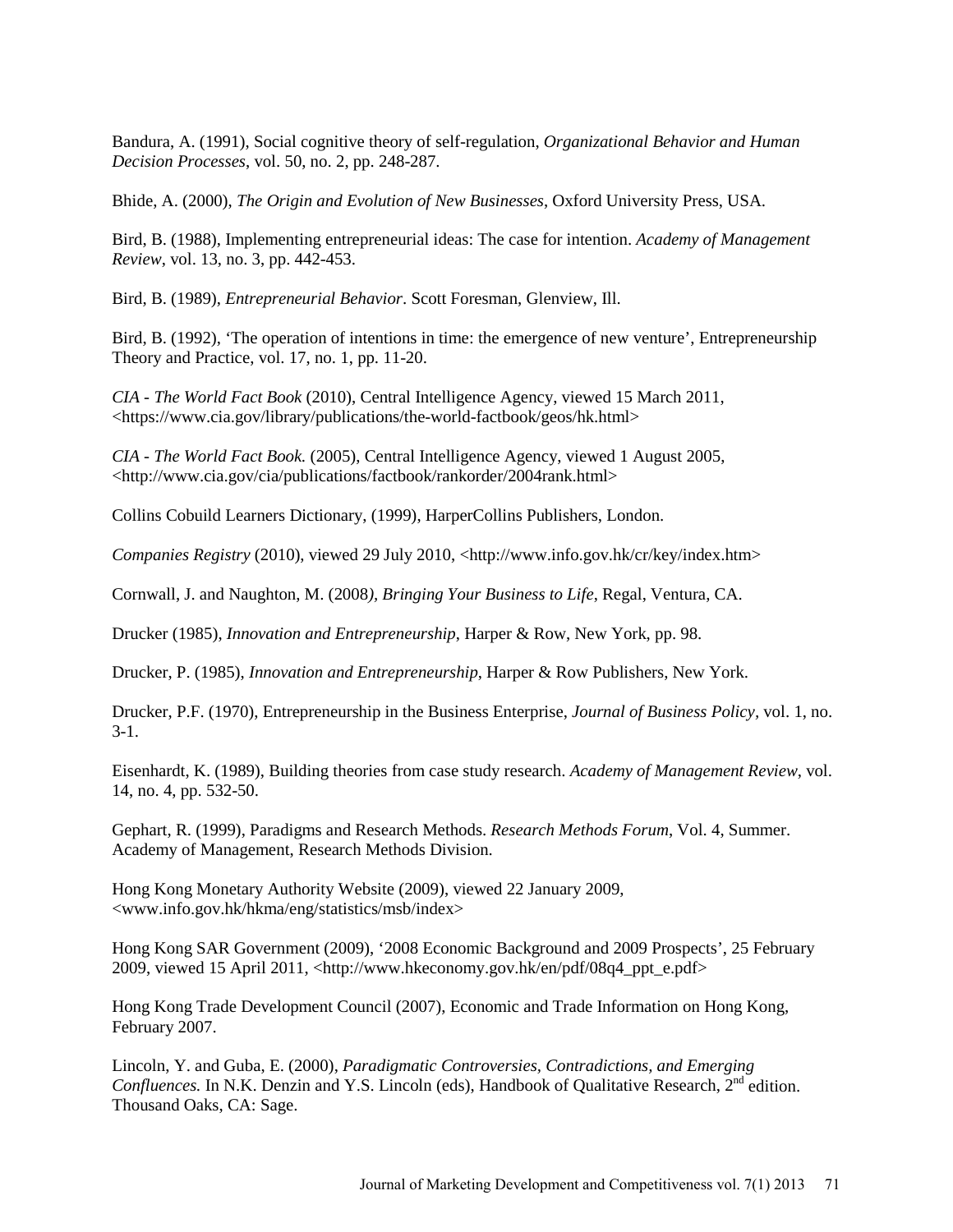Bandura, A. (1991), Social cognitive theory of self-regulation, *Organizational Behavior and Human Decision Processes*, vol. 50, no. 2, pp. 248-287.

Bhide, A. (2000), *The Origin and Evolution of New Businesses*, Oxford University Press, USA.

Bird, B. (1988), Implementing entrepreneurial ideas: The case for intention. *Academy of Management Review*, vol. 13, no. 3, pp. 442-453.

Bird, B. (1989), *Entrepreneurial Behavior*. Scott Foresman, Glenview, Ill.

Bird, B. (1992), 'The operation of intentions in time: the emergence of new venture', Entrepreneurship Theory and Practice, vol. 17, no. 1, pp. 11-20.

*CIA - The World Fact Book* (2010), Central Intelligence Agency, viewed 15 March 2011, <https://www.cia.gov/library/publications/the-world-factbook/geos/hk.html>

*CIA - The World Fact Book.* (2005), Central Intelligence Agency, viewed 1 August 2005, <http://www.cia.gov/cia/publications/factbook/rankorder/2004rank.html>

Collins Cobuild Learners Dictionary, (1999), HarperCollins Publishers, London.

*Companies Registry* (2010), viewed 29 July 2010, <http://www.info.gov.hk/cr/key/index.htm>

Cornwall, J. and Naughton, M. (2008*), Bringing Your Business to Life*, Regal, Ventura, CA.

Drucker (1985), *Innovation and Entrepreneurship*, Harper & Row, New York, pp. 98.

Drucker, P. (1985), *Innovation and Entrepreneurship*, Harper & Row Publishers, New York.

Drucker, P.F. (1970), Entrepreneurship in the Business Enterprise, *Journal of Business Policy*, vol. 1, no. 3-1.

Eisenhardt, K. (1989), Building theories from case study research. *Academy of Management Review*, vol. 14, no. 4, pp. 532-50.

Gephart, R. (1999), Paradigms and Research Methods. *Research Methods Forum*, Vol. 4, Summer. Academy of Management, Research Methods Division.

Hong Kong Monetary Authority Website (2009), viewed 22 January 2009, <www.info.gov.hk/hkma/eng/statistics/msb/index>

Hong Kong SAR Government (2009), '2008 Economic Background and 2009 Prospects', 25 February 2009, viewed 15 April 2011, <http://www.hkeconomy.gov.hk/en/pdf/08q4_ppt_e.pdf>

Hong Kong Trade Development Council (2007), Economic and Trade Information on Hong Kong, February 2007.

Lincoln, Y. and Guba, E. (2000), *Paradigmatic Controversies, Contradictions, and Emerging Confluences.* In N.K. Denzin and Y.S. Lincoln (eds), Handbook of Qualitative Research, 2nd edition. Thousand Oaks, CA: Sage.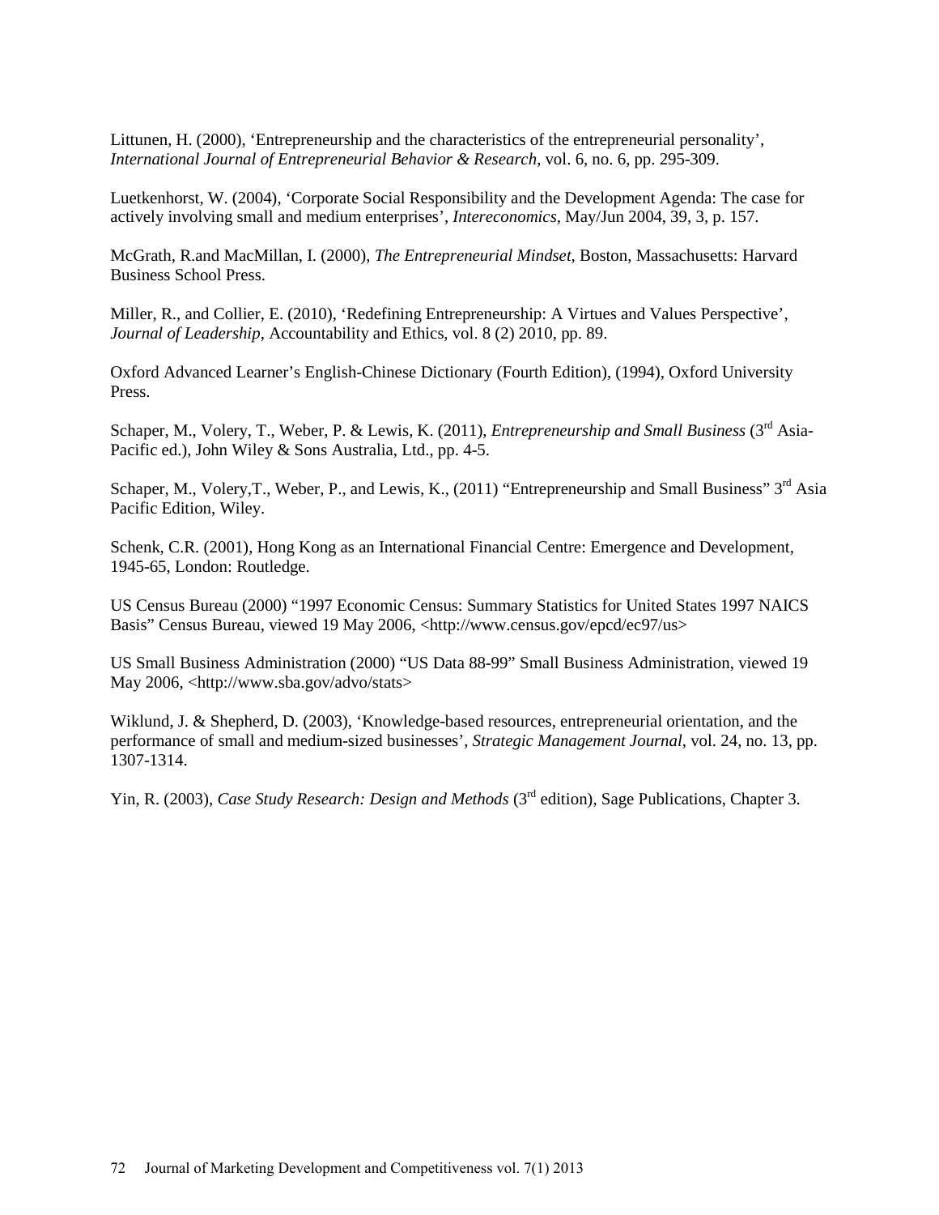Littunen, H. (2000), 'Entrepreneurship and the characteristics of the entrepreneurial personality', *International Journal of Entrepreneurial Behavior & Research,* vol. 6, no. 6, pp. 295-309.

Luetkenhorst, W. (2004), 'Corporate Social Responsibility and the Development Agenda: The case for actively involving small and medium enterprises', *Intereconomics*, May/Jun 2004, 39, 3, p. 157.

McGrath, R.and MacMillan, I. (2000), *The Entrepreneurial Mindset,* Boston, Massachusetts: Harvard Business School Press.

Miller, R., and Collier, E. (2010), 'Redefining Entrepreneurship: A Virtues and Values Perspective', *Journal of Leadership*, Accountability and Ethics, vol. 8 (2) 2010, pp. 89.

Oxford Advanced Learner's English-Chinese Dictionary (Fourth Edition), (1994), Oxford University Press.

Schaper, M., Volery, T., Weber, P. & Lewis, K. (2011), *Entrepreneurship and Small Business* (3rd Asia-Pacific ed.), John Wiley & Sons Australia, Ltd., pp. 4-5.

Schaper, M., Volery,T., Weber, P., and Lewis, K., (2011) "Entrepreneurship and Small Business" 3rd Asia Pacific Edition, Wiley.

Schenk, C.R. (2001), Hong Kong as an International Financial Centre: Emergence and Development, 1945-65, London: Routledge.

US Census Bureau (2000) "1997 Economic Census: Summary Statistics for United States 1997 NAICS Basis" Census Bureau, viewed 19 May 2006, <http://www.census.gov/epcd/ec97/us>

US Small Business Administration (2000) "US Data 88-99" Small Business Administration, viewed 19 May 2006, <http://www.sba.gov/advo/stats>

Wiklund, J. & Shepherd, D. (2003), 'Knowledge-based resources, entrepreneurial orientation, and the performance of small and medium-sized businesses', *Strategic Management Journal*, vol. 24, no. 13, pp. 1307-1314.

Yin, R. (2003), *Case Study Research: Design and Methods* (3rd edition), Sage Publications, Chapter 3.